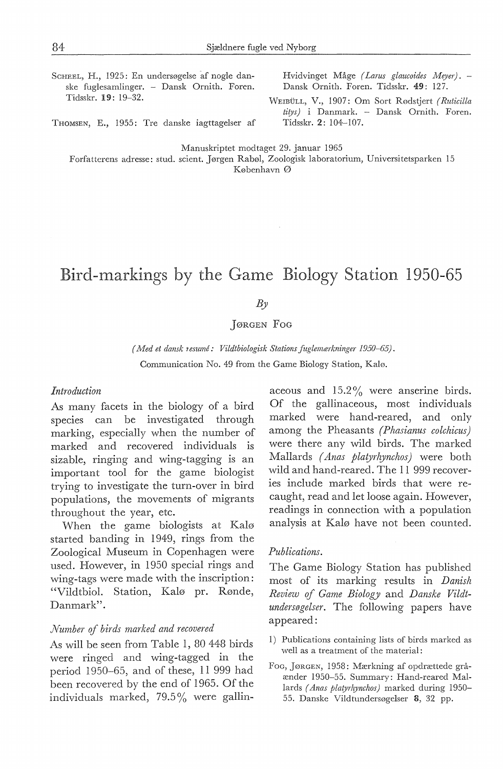SCHEEL, H., 1925: En undersøgelse af nogle danske fuglesamlinger. – Dansk Ornith. Foren. Tidsskr. **19**: 19–32.

THOMSEN, E., 1955: Tre danske iagttagelser af Hvidvinget Måge *(Larus glaucoides Meyer)*. – Dansk Ornith. Foren. Tidsskr. **49**: 127.

WEIBÜLL, V., 1907: Om Sort Rødstjert *(Ruticilla titys)* i Danmark. – Dansk Ornith. Foren. Tidsskr. **2**: 104–107.

Manuskriptet modtaget 29. januar 1965
Forfatterens adresse: stud. scient. Jørgen Rabøl, Zoologisk laboratorium, Universitetsparken 15
København Ø

# Bird-markings by the Game Biology Station 1950-65

*By*

JØRGEN FOG

*(Med et dansk resumé: Vildtbiologisk Stations fuglemærkninger 1950–65).*
Communication No. 49 from the Game Biology Station, Kalø.

### *Introduction*

As many facets in the biology of a bird species can be investigated through marking, especially when the number of marked and recovered individuals is sizable, ringing and wing-tagging is an important tool for the game biologist trying to investigate the turn-over in bird populations, the movements of migrants throughout the year, etc.

When the game biologists at Kalø started banding in 1949, rings from the Zoological Museum in Copenhagen were used. However, in 1950 special rings and wing-tags were made with the inscription: "Vildtbiol. Station, Kalø pr. Rønde, Danmark".

### *Number of birds marked and recovered*

As will be seen from Table 1, 80 448 birds were ringed and wing-tagged in the period 1950–65, and of these, 11 999 had been recovered by the end of 1965. Of the individuals marked, 79.5% were gallinaceous and 15.2% were anserine birds. Of the gallinaceous, most individuals marked were hand-reared, and only among the Pheasants *(Phasianus colchicus)* were there any wild birds. The marked Mallards *(Anas platyrhynchos)* were both wild and hand-reared. The 11 999 recoveries include marked birds that were recaught, read and let loose again. However, readings in connection with a population analysis at Kalø have not been counted.

### *Publications.*

The Game Biology Station has published most of its marking results in *Danish Review of Game Biology* and *Danske Vildtundersøgelser*. The following papers have appeared:

1) Publications containing lists of birds marked as well as a treatment of the material:

FOG, JØRGEN, 1958: Mærkning af opdrættede gråænder 1950–55. Summary: Hand-reared Mallards *(Anas platyrhynchos)* marked during 1950–55. Danske Vildtundersøgelser **8**, 32 pp.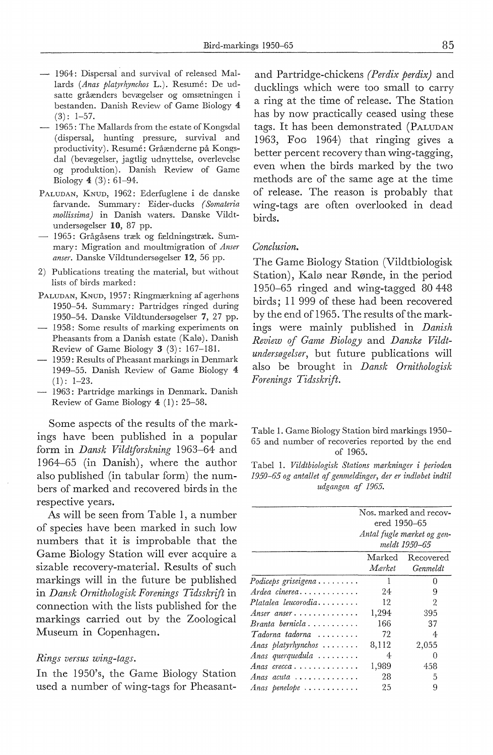— 1964: Dispersal and survival of released Mallards (*Anas platyrhynchos* L.). Resumé: De udsatte gråænders bevægelser og omsætningen i bestanden. Danish Review of Game Biology **4** (3): 1–57.

— 1965: The Mallards from the estate of Kongsdal (dispersal, hunting pressure, survival and productivity). Resumé: Gråænderne på Kongsdal (bevægelser, jagtlig udnyttelse, overlevelse og produktion). Danish Review of Game Biology **4** (3): 61–94.

PALUDAN, KNUD, 1962: Ederfuglene i de danske farvande. Summary: Eider-ducks (*Somateria mollissima*) in Danish waters. Danske Vildtundersøgelser **10**, 87 pp.

— 1965: Grågåsens træk og fældningstræk. Summary: Migration and moultmigration of *Anser anser*. Danske Vildtundersøgelser **12**, 56 pp.

2) Publications treating the material, but without lists of birds marked:

PALUDAN, KNUD, 1957: Ringmærkning af agerhøns 1950–54. Summary: Partridges ringed during 1950–54. Danske Vildtundersøgelser **7**, 27 pp.

— 1958: Some results of marking experiments on Pheasants from a Danish estate (Kalø). Danish Review of Game Biology **3** (3): 167–181.

— 1959: Results of Pheasant markings in Denmark 1949–55. Danish Review of Game Biology **4** (1): 1–23.

— 1963: Partridge markings in Denmark. Danish Review of Game Biology **4** (1): 25–58.

Some aspects of the results of the markings have been published in a popular form in *Dansk Vildtforskning* 1963–64 and 1964–65 (in Danish), where the author also published (in tabular form) the numbers of marked and recovered birds in the respective years.

As will be seen from Table 1, a number of species have been marked in such low numbers that it is improbable that the Game Biology Station will ever acquire a sizable recovery-material. Results of such markings will in the future be published in *Dansk Ornithologisk Forenings Tidsskrift* in connection with the lists published for the markings carried out by the Zoological Museum in Copenhagen.

### *Rings versus wing-tags.*

In the 1950's, the Game Biology Station used a number of wing-tags for Pheasant- and Partridge-chickens (*Perdix perdix*) and ducklings which were too small to carry a ring at the time of release. The Station has by now practically ceased using these tags. It has been demonstrated (PALUDAN 1963, FOG 1964) that ringing gives a better percent recovery than wing-tagging, even when the birds marked by the two methods are of the same age at the time of release. The reason is probably that wing-tags are often overlooked in dead birds.

### *Conclusion.*

The Game Biology Station (Vildtbiologisk Station), Kalø near Rønde, in the period 1950–65 ringed and wing-tagged 80 448 birds; 11 999 of these had been recovered by the end of 1965. The results of the markings were mainly published in *Danish Review of Game Biology* and *Danske Vildtundersøgelser*, but future publications will also be brought in *Dansk Ornithologisk Forenings Tidsskrift.*

Table 1. Game Biology Station bird markings 1950–65 and number of recoveries reported by the end of 1965.

Tabel 1. *Vildtbiologisk Stations mærkninger i perioden 1950–65 og antallet af genmeldinger, der er indløbet indtil udgangen af 1965.*

| | Nos. marked and recovered 1950–65 *Antal fugle mærket og genmeldt 1950–65* | |
|---|---|---|
| | Marked *Mærket* | Recovered *Genmeldt* |
| *Podiceps griseigena* | 1 | 0 |
| *Ardea cinerea* | 24 | 9 |
| *Platalea leucorodia* | 12 | 2 |
| *Anser anser* | 1,294 | 395 |
| *Branta bernicla* | 166 | 37 |
| *Tadorna tadorna* | 72 | 4 |
| *Anas platyrhynchos* | 8,112 | 2,055 |
| *Anas querquedula* | 4 | 0 |
| *Anas crecca* | 1,989 | 458 |
| *Anas acuta* | 28 | 5 |
| *Anas penelope* | 25 | 9 |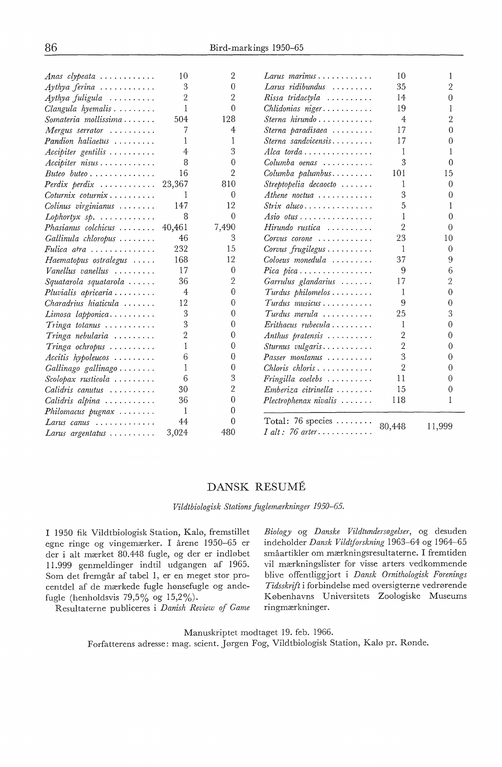| | | | | | |
|---|---|---|---|---|---|
| *Anas clypeata* | 10 | 2 | *Larus marinus* | 10 | 1 |
| *Aythya ferina* | 3 | 0 | *Larus ridibundus* | 35 | 2 |
| *Aythya fuligula* | 2 | 2 | *Rissa tridactyla* | 14 | 0 |
| *Clangula hyemalis* | 1 | 0 | *Chlidonias niger* | 19 | 1 |
| *Somateria mollissima* | 504 | 128 | *Sterna hirundo* | 4 | 2 |
| *Mergus serrator* | 7 | 4 | *Sterna paradisaea* | 17 | 0 |
| *Pandion haliaetus* | 1 | 1 | *Sterna sandvicensis* | 17 | 0 |
| *Accipiter gentilis* | 4 | 3 | *Alca torda* | 1 | 1 |
| *Accipiter nisus* | 8 | 0 | *Columba oenas* | 3 | 0 |
| *Buteo buteo* | 16 | 2 | *Columba palumbus* | 101 | 15 |
| *Perdix perdix* | 23,367 | 810 | *Streptopelia decaocto* | 1 | 0 |
| *Coturnix coturnix* | 1 | 0 | *Athene noctua* | 3 | 0 |
| *Colinus virginianus* | 147 | 12 | *Strix aluco* | 5 | 1 |
| *Lophortyx sp.* | 8 | 0 | *Asio otus* | 1 | 0 |
| *Phasianus colchicus* | 40,461 | 7,490 | *Hirundo rustica* | 2 | 0 |
| *Gallinula chloropus* | 46 | 3 | *Corvus corone* | 23 | 10 |
| *Fulica atra* | 232 | 15 | *Corvus frugilegus* | 1 | 0 |
| *Haematopus ostralegus* | 168 | 12 | *Coloeus monedula* | 37 | 9 |
| *Vanellus vanellus* | 17 | 0 | *Pica pica* | 9 | 6 |
| *Squatarola squatarola* | 36 | 2 | *Garrulus glandarius* | 17 | 2 |
| *Pluvialis apricaria* | 4 | 0 | *Turdus philomelos* | 1 | 0 |
| *Charadrius hiaticula* | 12 | 0 | *Turdus musicus* | 9 | 0 |
| *Limosa lapponica* | 3 | 0 | *Turdus merula* | 25 | 3 |
| *Tringa totanus* | 3 | 0 | *Erithacus rubecula* | 1 | 0 |
| *Tringa nebularia* | 2 | 0 | *Anthus pratensis* | 2 | 0 |
| *Tringa ochropus* | 1 | 0 | *Sturnus vulgaris* | 2 | 0 |
| *Accitis hypoleucos* | 6 | 0 | *Passer montanus* | 3 | 0 |
| *Gallinago gallinago* | 1 | 0 | *Chloris chloris* | 2 | 0 |
| *Scolopax rusticola* | 6 | 3 | *Fringilla coelebs* | 11 | 0 |
| *Calidris canutus* | 30 | 2 | *Emberiza citrinella* | 15 | 0 |
| *Calidris alpina* | 36 | 0 | *Plectrophenax nivalis* | 118 | 1 |
| *Philomacus pugnax* | 1 | 0 | | | |
| *Larus canus* | 44 | 0 | Total: 76 species / *I alt: 76 arter* | 80,448 | 11,999 |
| *Larus argentatus* | 3,024 | 480 | | | |

## DANSK RESUMÉ

*Vildtbiologisk Stations fuglemærkninger 1950–65.*

I 1950 fik Vildtbiologisk Station, Kalø, fremstillet egne ringe og vingemærker. I årene 1950–65 er der i alt mærket 80.448 fugle, og der er indløbet 11.999 genmeldinger indtil udgangen af 1965. Som det fremgår af tabel 1, er en meget stor procentdel af de mærkede fugle hønsefugle og andefugle (henholdsvis 79,5% og 15,2%).

Resultaterne publiceres i *Danish Review of Game Biology* og *Danske Vildtundersøgelser*, og desuden indeholder *Dansk Vildtforskning* 1963–64 og 1964–65 småartikler om mærkningsresultaterne. I fremtiden vil mærkningslister for visse arters vedkommende blive offentliggjort i *Dansk Ornithologisk Forenings Tidsskrift* i forbindelse med oversigterne vedrørende Københavns Universitets Zoologiske Museums ringmærkninger.

Manuskriptet modtaget 19. feb. 1966.

Forfatterens adresse: mag. scient. Jørgen Fog, Vildtbiologisk Station, Kalø pr. Rønde.